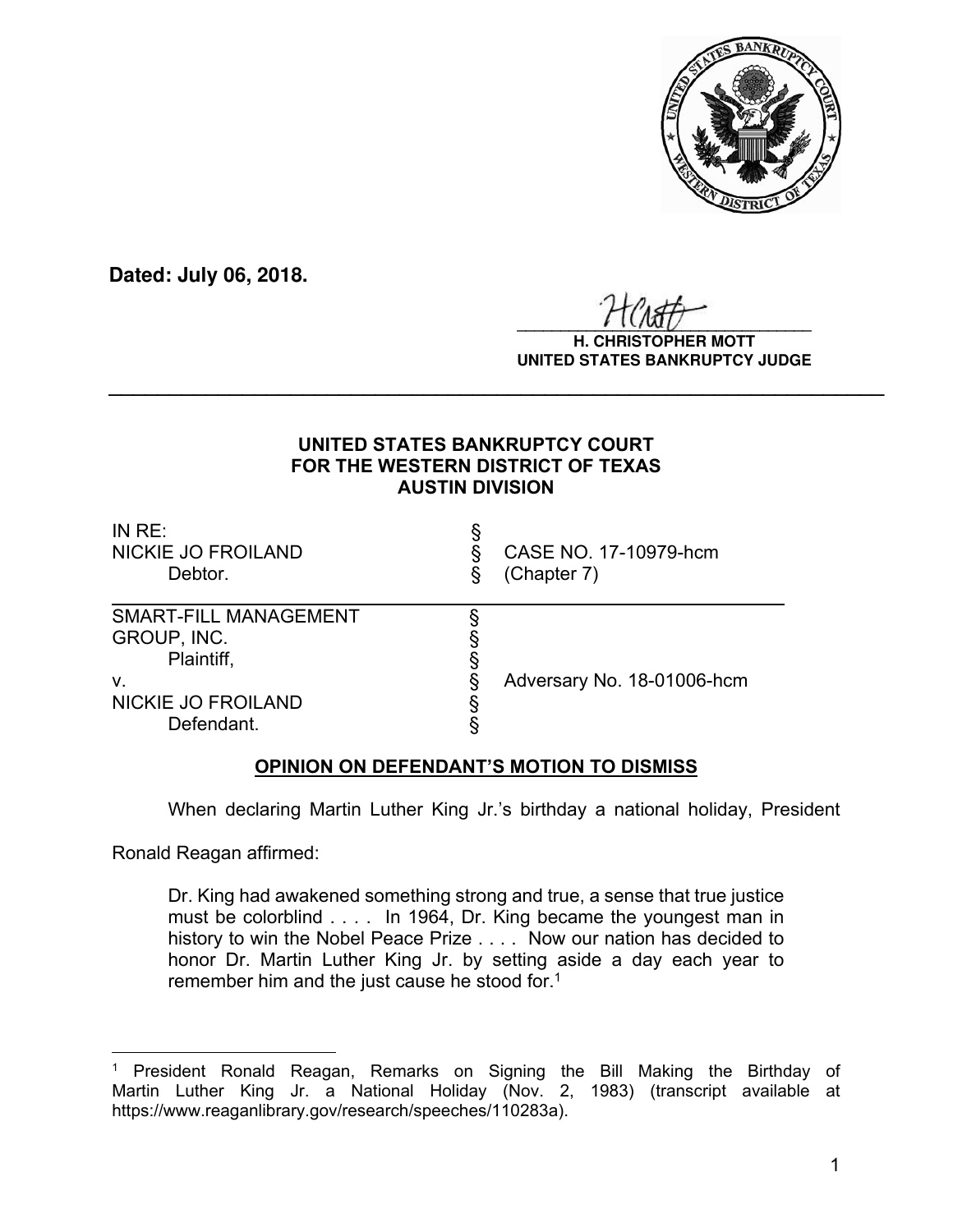**Dated: July 06, 2018.**

**H. CHRISTOPHER MOTT**
**UNITED STATES BANKRUPTCY JUDGE**

---

**UNITED STATES BANKRUPTCY COURT**
**FOR THE WESTERN DISTRICT OF TEXAS**
**AUSTIN DIVISION**

| | | |
|---|---|---|
| IN RE: | § | |
| NICKIE JO FROILAND | § | CASE NO. 17-10979-hcm |
| Debtor. | § | (Chapter 7) |
| SMART-FILL MANAGEMENT | § | |
| GROUP, INC. | § | |
| Plaintiff, | § | |
| v. | § | Adversary No. 18-01006-hcm |
| NICKIE JO FROILAND | § | |
| Defendant. | § | |

**OPINION ON DEFENDANT'S MOTION TO DISMISS**

When declaring Martin Luther King Jr.'s birthday a national holiday, President Ronald Reagan affirmed:

> Dr. King had awakened something strong and true, a sense that true justice must be colorblind . . . . In 1964, Dr. King became the youngest man in history to win the Nobel Peace Prize . . . . Now our nation has decided to honor Dr. Martin Luther King Jr. by setting aside a day each year to remember him and the just cause he stood for.[1]

---

[1] President Ronald Reagan, Remarks on Signing the Bill Making the Birthday of Martin Luther King Jr. a National Holiday (Nov. 2, 1983) (transcript available at https://www.reaganlibrary.gov/research/speeches/110283a).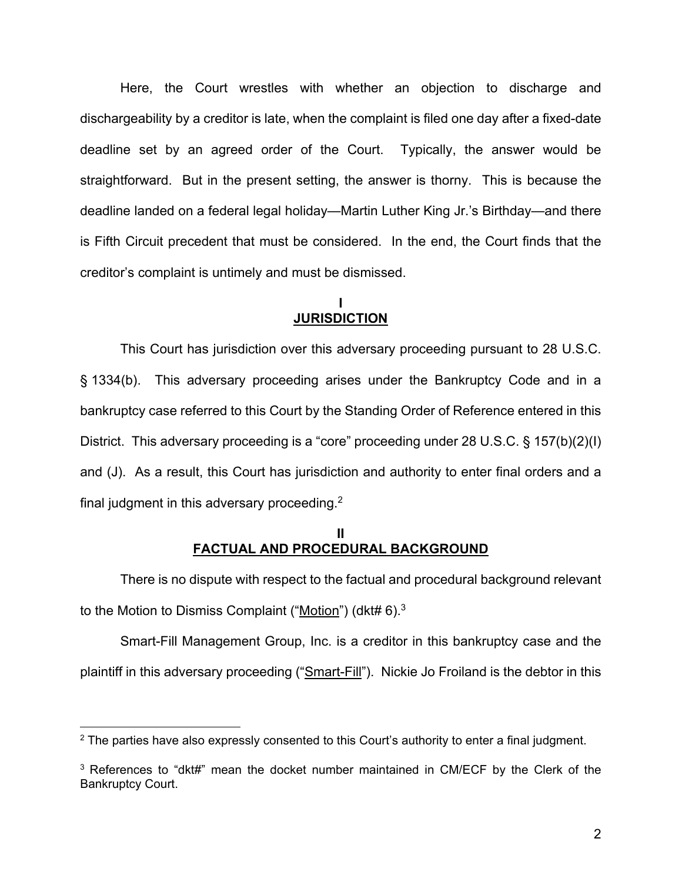Here, the Court wrestles with whether an objection to discharge and dischargeability by a creditor is late, when the complaint is filed one day after a fixed-date deadline set by an agreed order of the Court. Typically, the answer would be straightforward. But in the present setting, the answer is thorny. This is because the deadline landed on a federal legal holiday—Martin Luther King Jr.'s Birthday—and there is Fifth Circuit precedent that must be considered. In the end, the Court finds that the creditor's complaint is untimely and must be dismissed.

## I
## JURISDICTION

This Court has jurisdiction over this adversary proceeding pursuant to 28 U.S.C. § 1334(b). This adversary proceeding arises under the Bankruptcy Code and in a bankruptcy case referred to this Court by the Standing Order of Reference entered in this District. This adversary proceeding is a "core" proceeding under 28 U.S.C. § 157(b)(2)(I) and (J). As a result, this Court has jurisdiction and authority to enter final orders and a final judgment in this adversary proceeding.[2]

## II
## FACTUAL AND PROCEDURAL BACKGROUND

There is no dispute with respect to the factual and procedural background relevant to the Motion to Dismiss Complaint ("Motion") (dkt# 6).[3]

Smart-Fill Management Group, Inc. is a creditor in this bankruptcy case and the plaintiff in this adversary proceeding ("Smart-Fill"). Nickie Jo Froiland is the debtor in this

---

[2] The parties have also expressly consented to this Court's authority to enter a final judgment.

[3] References to "dkt#" mean the docket number maintained in CM/ECF by the Clerk of the Bankruptcy Court.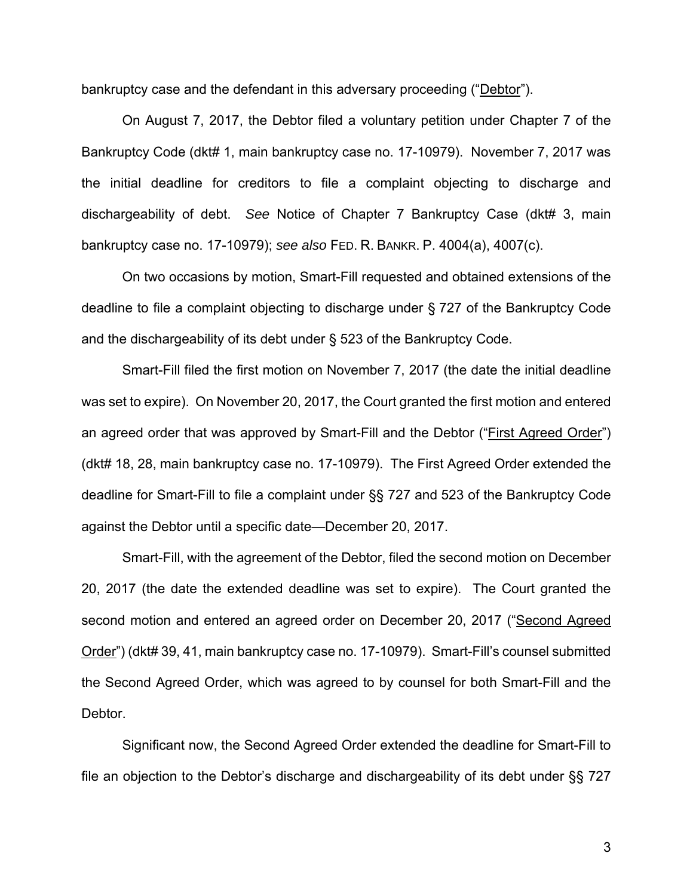bankruptcy case and the defendant in this adversary proceeding ("Debtor").

On August 7, 2017, the Debtor filed a voluntary petition under Chapter 7 of the Bankruptcy Code (dkt# 1, main bankruptcy case no. 17-10979). November 7, 2017 was the initial deadline for creditors to file a complaint objecting to discharge and dischargeability of debt. *See* Notice of Chapter 7 Bankruptcy Case (dkt# 3, main bankruptcy case no. 17-10979); *see also* FED. R. BANKR. P. 4004(a), 4007(c).

On two occasions by motion, Smart-Fill requested and obtained extensions of the deadline to file a complaint objecting to discharge under § 727 of the Bankruptcy Code and the dischargeability of its debt under § 523 of the Bankruptcy Code.

Smart-Fill filed the first motion on November 7, 2017 (the date the initial deadline was set to expire). On November 20, 2017, the Court granted the first motion and entered an agreed order that was approved by Smart-Fill and the Debtor ("First Agreed Order") (dkt# 18, 28, main bankruptcy case no. 17-10979). The First Agreed Order extended the deadline for Smart-Fill to file a complaint under §§ 727 and 523 of the Bankruptcy Code against the Debtor until a specific date—December 20, 2017.

Smart-Fill, with the agreement of the Debtor, filed the second motion on December 20, 2017 (the date the extended deadline was set to expire). The Court granted the second motion and entered an agreed order on December 20, 2017 ("Second Agreed Order") (dkt# 39, 41, main bankruptcy case no. 17-10979). Smart-Fill's counsel submitted the Second Agreed Order, which was agreed to by counsel for both Smart-Fill and the Debtor.

Significant now, the Second Agreed Order extended the deadline for Smart-Fill to file an objection to the Debtor's discharge and dischargeability of its debt under §§ 727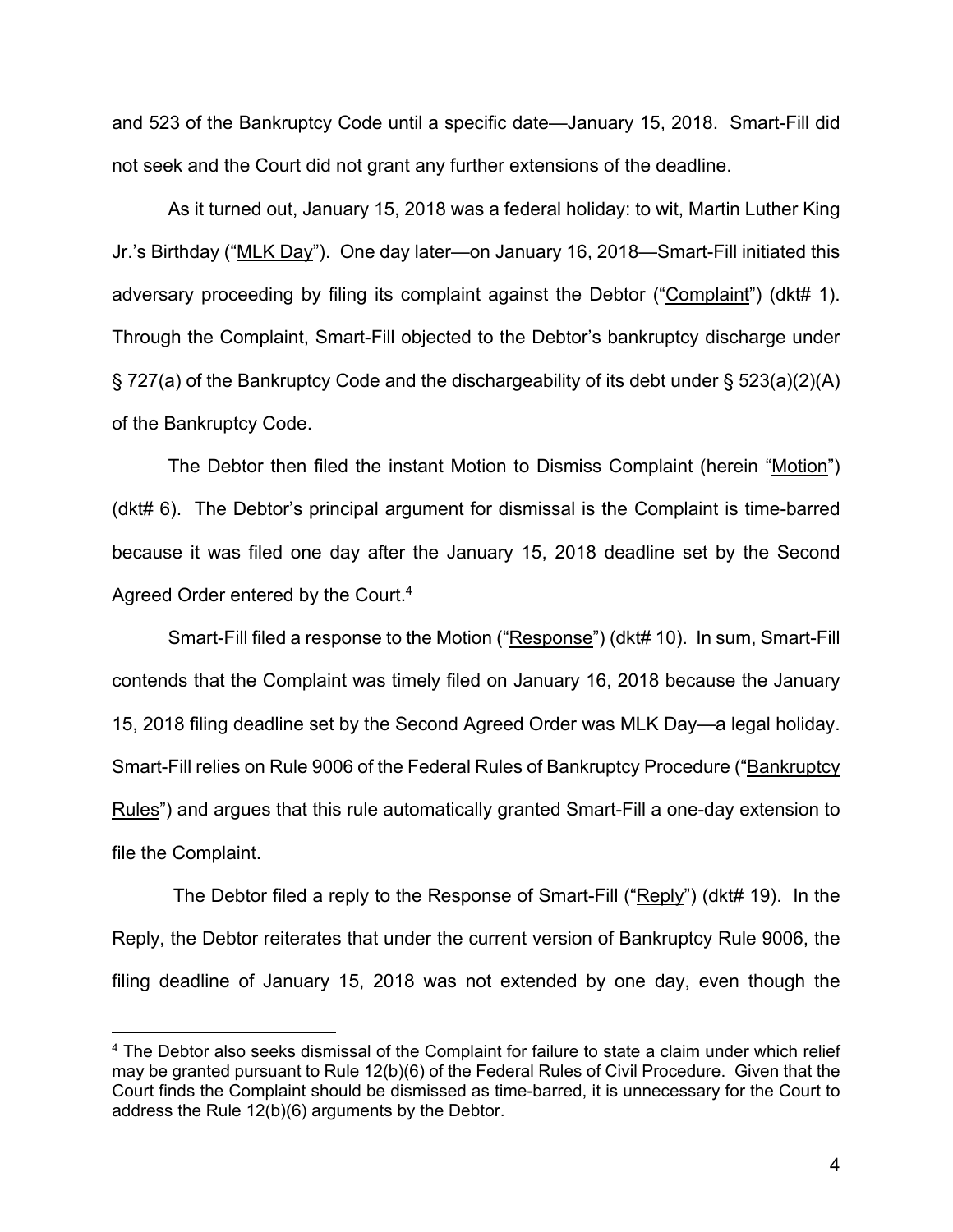and 523 of the Bankruptcy Code until a specific date—January 15, 2018. Smart-Fill did not seek and the Court did not grant any further extensions of the deadline.

As it turned out, January 15, 2018 was a federal holiday: to wit, Martin Luther King Jr.'s Birthday ("MLK Day"). One day later—on January 16, 2018—Smart-Fill initiated this adversary proceeding by filing its complaint against the Debtor ("Complaint") (dkt# 1). Through the Complaint, Smart-Fill objected to the Debtor's bankruptcy discharge under § 727(a) of the Bankruptcy Code and the dischargeability of its debt under § 523(a)(2)(A) of the Bankruptcy Code.

The Debtor then filed the instant Motion to Dismiss Complaint (herein "Motion") (dkt# 6). The Debtor's principal argument for dismissal is the Complaint is time-barred because it was filed one day after the January 15, 2018 deadline set by the Second Agreed Order entered by the Court.[4]

Smart-Fill filed a response to the Motion ("Response") (dkt# 10). In sum, Smart-Fill contends that the Complaint was timely filed on January 16, 2018 because the January 15, 2018 filing deadline set by the Second Agreed Order was MLK Day—a legal holiday. Smart-Fill relies on Rule 9006 of the Federal Rules of Bankruptcy Procedure ("Bankruptcy Rules") and argues that this rule automatically granted Smart-Fill a one-day extension to file the Complaint.

The Debtor filed a reply to the Response of Smart-Fill ("Reply") (dkt# 19). In the Reply, the Debtor reiterates that under the current version of Bankruptcy Rule 9006, the filing deadline of January 15, 2018 was not extended by one day, even though the

---

[4] The Debtor also seeks dismissal of the Complaint for failure to state a claim under which relief may be granted pursuant to Rule 12(b)(6) of the Federal Rules of Civil Procedure. Given that the Court finds the Complaint should be dismissed as time-barred, it is unnecessary for the Court to address the Rule 12(b)(6) arguments by the Debtor.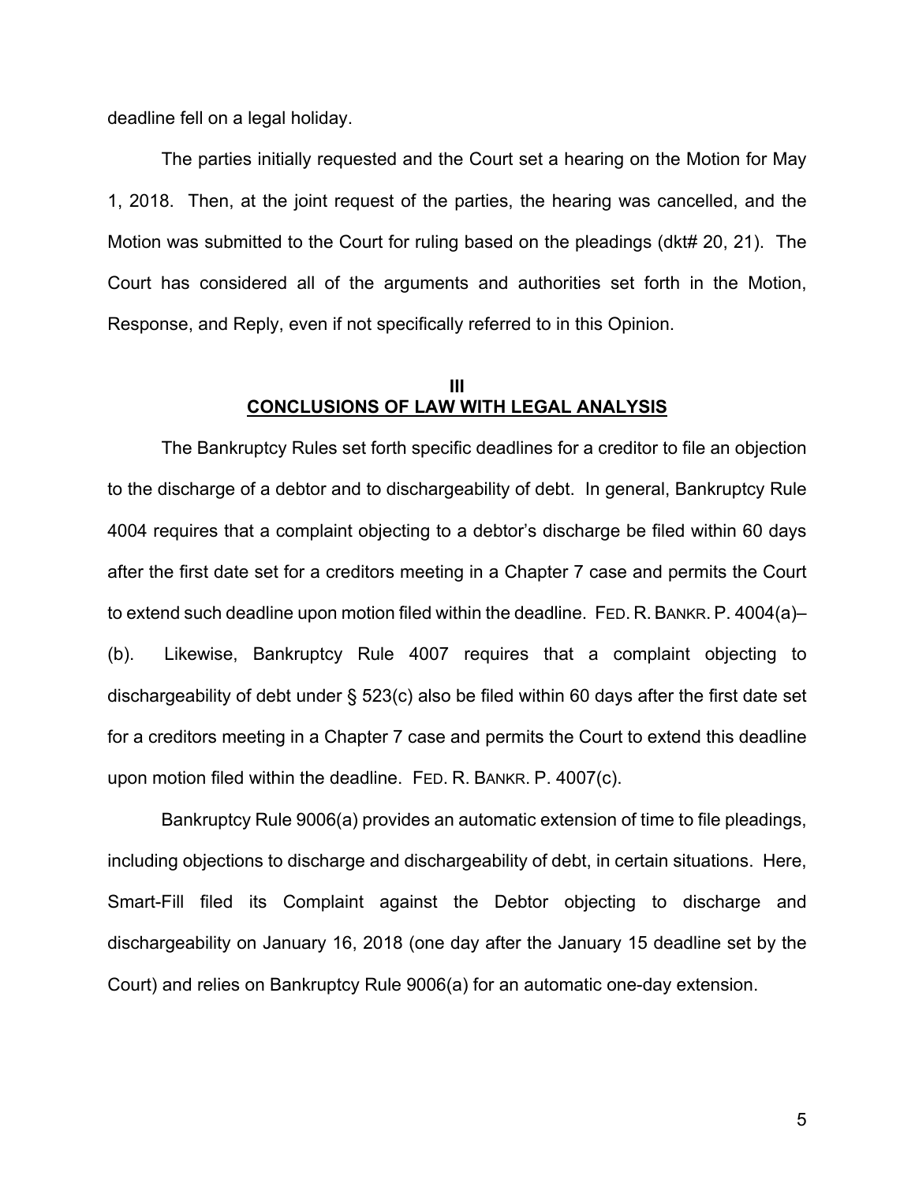deadline fell on a legal holiday.

The parties initially requested and the Court set a hearing on the Motion for May 1, 2018. Then, at the joint request of the parties, the hearing was cancelled, and the Motion was submitted to the Court for ruling based on the pleadings (dkt# 20, 21). The Court has considered all of the arguments and authorities set forth in the Motion, Response, and Reply, even if not specifically referred to in this Opinion.

## III
## CONCLUSIONS OF LAW WITH LEGAL ANALYSIS

The Bankruptcy Rules set forth specific deadlines for a creditor to file an objection to the discharge of a debtor and to dischargeability of debt. In general, Bankruptcy Rule 4004 requires that a complaint objecting to a debtor's discharge be filed within 60 days after the first date set for a creditors meeting in a Chapter 7 case and permits the Court to extend such deadline upon motion filed within the deadline. FED. R. BANKR. P. 4004(a)–(b). Likewise, Bankruptcy Rule 4007 requires that a complaint objecting to dischargeability of debt under § 523(c) also be filed within 60 days after the first date set for a creditors meeting in a Chapter 7 case and permits the Court to extend this deadline upon motion filed within the deadline. FED. R. BANKR. P. 4007(c).

Bankruptcy Rule 9006(a) provides an automatic extension of time to file pleadings, including objections to discharge and dischargeability of debt, in certain situations. Here, Smart-Fill filed its Complaint against the Debtor objecting to discharge and dischargeability on January 16, 2018 (one day after the January 15 deadline set by the Court) and relies on Bankruptcy Rule 9006(a) for an automatic one-day extension.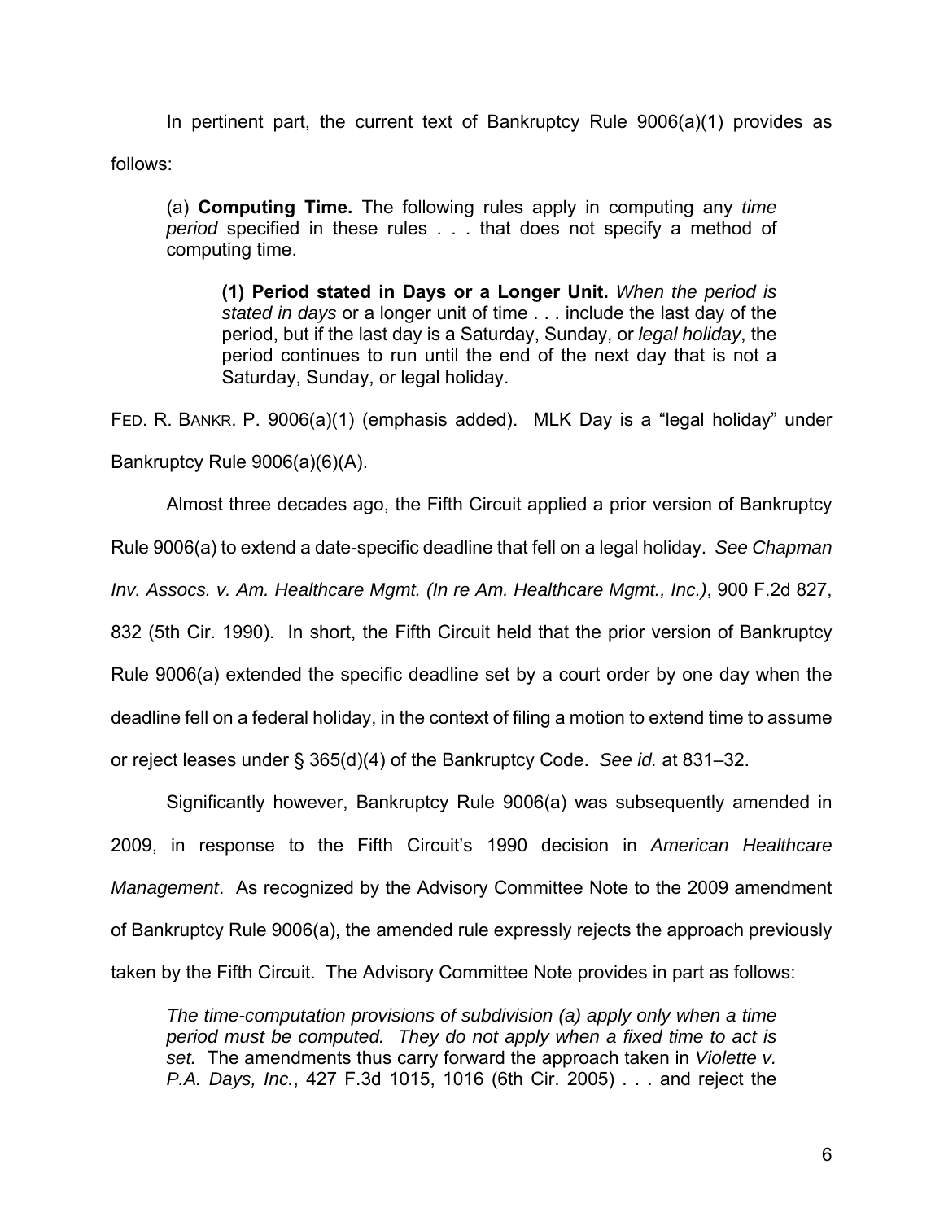In pertinent part, the current text of Bankruptcy Rule 9006(a)(1) provides as follows:

> (a) **Computing Time.** The following rules apply in computing any *time period* specified in these rules . . . that does not specify a method of computing time.
>
> > **(1) Period stated in Days or a Longer Unit.** *When the period is stated in days* or a longer unit of time . . . include the last day of the period, but if the last day is a Saturday, Sunday, or *legal holiday*, the period continues to run until the end of the next day that is not a Saturday, Sunday, or legal holiday.

FED. R. BANKR. P. 9006(a)(1) (emphasis added). MLK Day is a "legal holiday" under Bankruptcy Rule 9006(a)(6)(A).

Almost three decades ago, the Fifth Circuit applied a prior version of Bankruptcy Rule 9006(a) to extend a date-specific deadline that fell on a legal holiday. *See Chapman Inv. Assocs. v. Am. Healthcare Mgmt. (In re Am. Healthcare Mgmt., Inc.)*, 900 F.2d 827, 832 (5th Cir. 1990). In short, the Fifth Circuit held that the prior version of Bankruptcy Rule 9006(a) extended the specific deadline set by a court order by one day when the deadline fell on a federal holiday, in the context of filing a motion to extend time to assume or reject leases under § 365(d)(4) of the Bankruptcy Code. *See id.* at 831–32.

Significantly however, Bankruptcy Rule 9006(a) was subsequently amended in 2009, in response to the Fifth Circuit's 1990 decision in *American Healthcare Management*. As recognized by the Advisory Committee Note to the 2009 amendment of Bankruptcy Rule 9006(a), the amended rule expressly rejects the approach previously taken by the Fifth Circuit. The Advisory Committee Note provides in part as follows:

> *The time-computation provisions of subdivision (a) apply only when a time period must be computed. They do not apply when a fixed time to act is set.* The amendments thus carry forward the approach taken in *Violette v. P.A. Days, Inc.*, 427 F.3d 1015, 1016 (6th Cir. 2005) . . . and reject the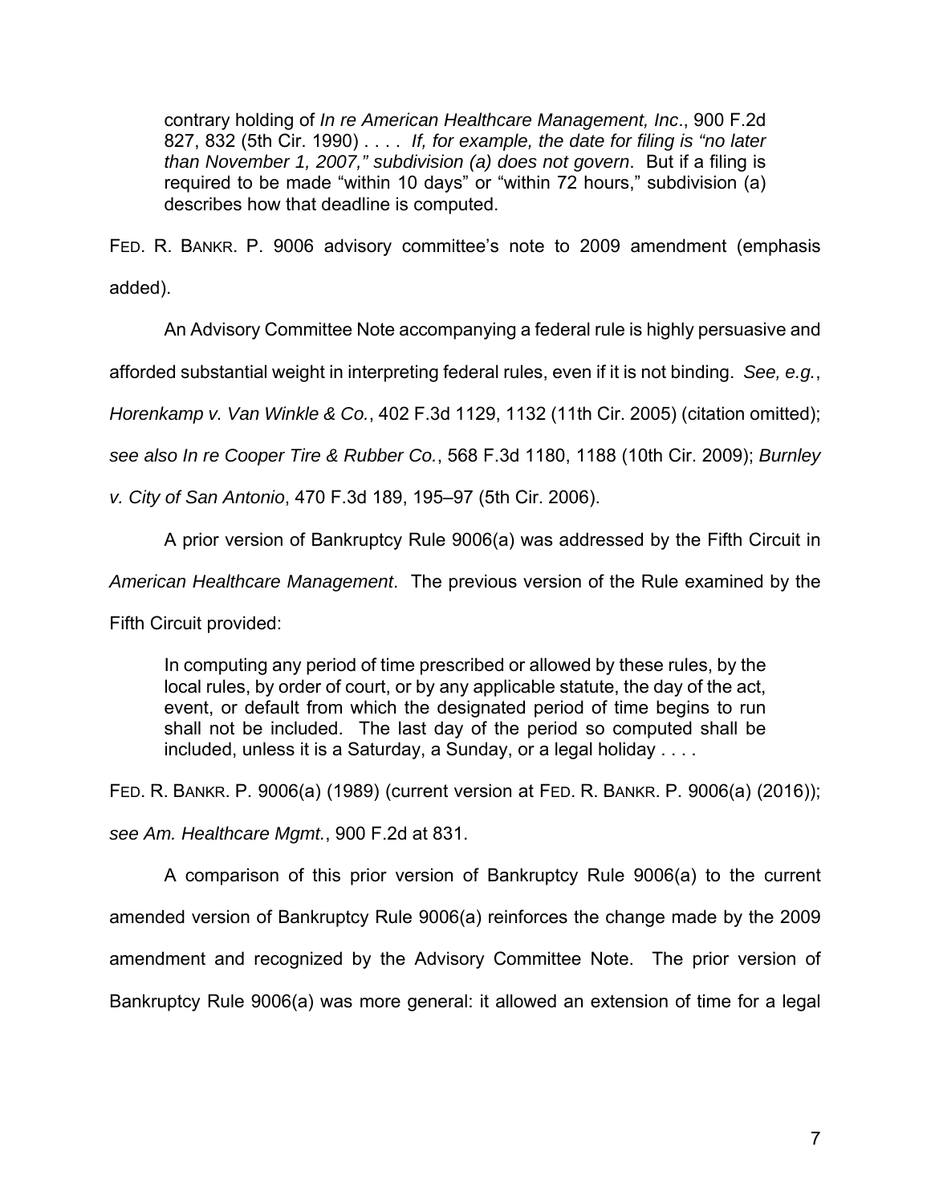> contrary holding of *In re American Healthcare Management, Inc*., 900 F.2d 827, 832 (5th Cir. 1990) . . . . *If, for example, the date for filing is "no later than November 1, 2007," subdivision (a) does not govern*. But if a filing is required to be made "within 10 days" or "within 72 hours," subdivision (a) describes how that deadline is computed.

FED. R. BANKR. P. 9006 advisory committee's note to 2009 amendment (emphasis added).

An Advisory Committee Note accompanying a federal rule is highly persuasive and afforded substantial weight in interpreting federal rules, even if it is not binding. *See, e.g.*, *Horenkamp v. Van Winkle & Co.*, 402 F.3d 1129, 1132 (11th Cir. 2005) (citation omitted); *see also In re Cooper Tire & Rubber Co.*, 568 F.3d 1180, 1188 (10th Cir. 2009); *Burnley v. City of San Antonio*, 470 F.3d 189, 195–97 (5th Cir. 2006).

A prior version of Bankruptcy Rule 9006(a) was addressed by the Fifth Circuit in *American Healthcare Management*. The previous version of the Rule examined by the Fifth Circuit provided:

> In computing any period of time prescribed or allowed by these rules, by the local rules, by order of court, or by any applicable statute, the day of the act, event, or default from which the designated period of time begins to run shall not be included. The last day of the period so computed shall be included, unless it is a Saturday, a Sunday, or a legal holiday . . . .

FED. R. BANKR. P. 9006(a) (1989) (current version at FED. R. BANKR. P. 9006(a) (2016)); *see Am. Healthcare Mgmt.*, 900 F.2d at 831.

A comparison of this prior version of Bankruptcy Rule 9006(a) to the current amended version of Bankruptcy Rule 9006(a) reinforces the change made by the 2009 amendment and recognized by the Advisory Committee Note. The prior version of Bankruptcy Rule 9006(a) was more general: it allowed an extension of time for a legal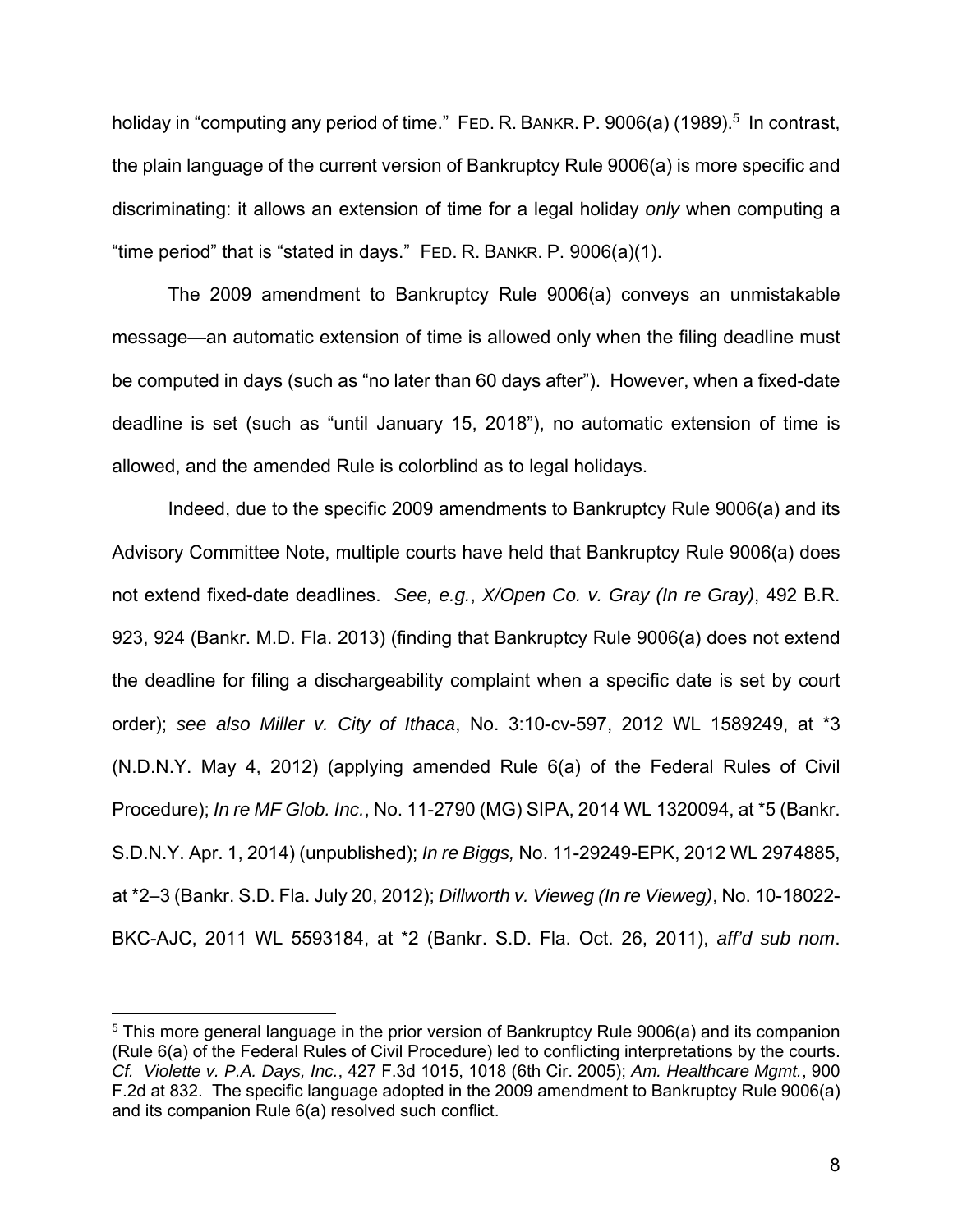holiday in "computing any period of time." FED. R. BANKR. P. 9006(a) (1989).[5] In contrast, the plain language of the current version of Bankruptcy Rule 9006(a) is more specific and discriminating: it allows an extension of time for a legal holiday *only* when computing a "time period" that is "stated in days." FED. R. BANKR. P. 9006(a)(1).

The 2009 amendment to Bankruptcy Rule 9006(a) conveys an unmistakable message—an automatic extension of time is allowed only when the filing deadline must be computed in days (such as "no later than 60 days after"). However, when a fixed-date deadline is set (such as "until January 15, 2018"), no automatic extension of time is allowed, and the amended Rule is colorblind as to legal holidays.

Indeed, due to the specific 2009 amendments to Bankruptcy Rule 9006(a) and its Advisory Committee Note, multiple courts have held that Bankruptcy Rule 9006(a) does not extend fixed-date deadlines. *See, e.g.*, *X/Open Co. v. Gray (In re Gray)*, 492 B.R. 923, 924 (Bankr. M.D. Fla. 2013) (finding that Bankruptcy Rule 9006(a) does not extend the deadline for filing a dischargeability complaint when a specific date is set by court order); *see also Miller v. City of Ithaca*, No. 3:10-cv-597, 2012 WL 1589249, at *3 (N.D.N.Y. May 4, 2012) (applying amended Rule 6(a) of the Federal Rules of Civil Procedure); *In re MF Glob. Inc.*, No. 11-2790 (MG) SIPA, 2014 WL 1320094, at *5 (Bankr. S.D.N.Y. Apr. 1, 2014) (unpublished); *In re Biggs,* No. 11-29249-EPK, 2012 WL 2974885, at *2–3 (Bankr. S.D. Fla. July 20, 2012); *Dillworth v. Vieweg (In re Vieweg)*, No. 10-18022-BKC-AJC, 2011 WL 5593184, at *2 (Bankr. S.D. Fla. Oct. 26, 2011), *aff'd sub nom*.

---

[5] This more general language in the prior version of Bankruptcy Rule 9006(a) and its companion (Rule 6(a) of the Federal Rules of Civil Procedure) led to conflicting interpretations by the courts. *Cf. Violette v. P.A. Days, Inc.*, 427 F.3d 1015, 1018 (6th Cir. 2005); *Am. Healthcare Mgmt.*, 900 F.2d at 832. The specific language adopted in the 2009 amendment to Bankruptcy Rule 9006(a) and its companion Rule 6(a) resolved such conflict.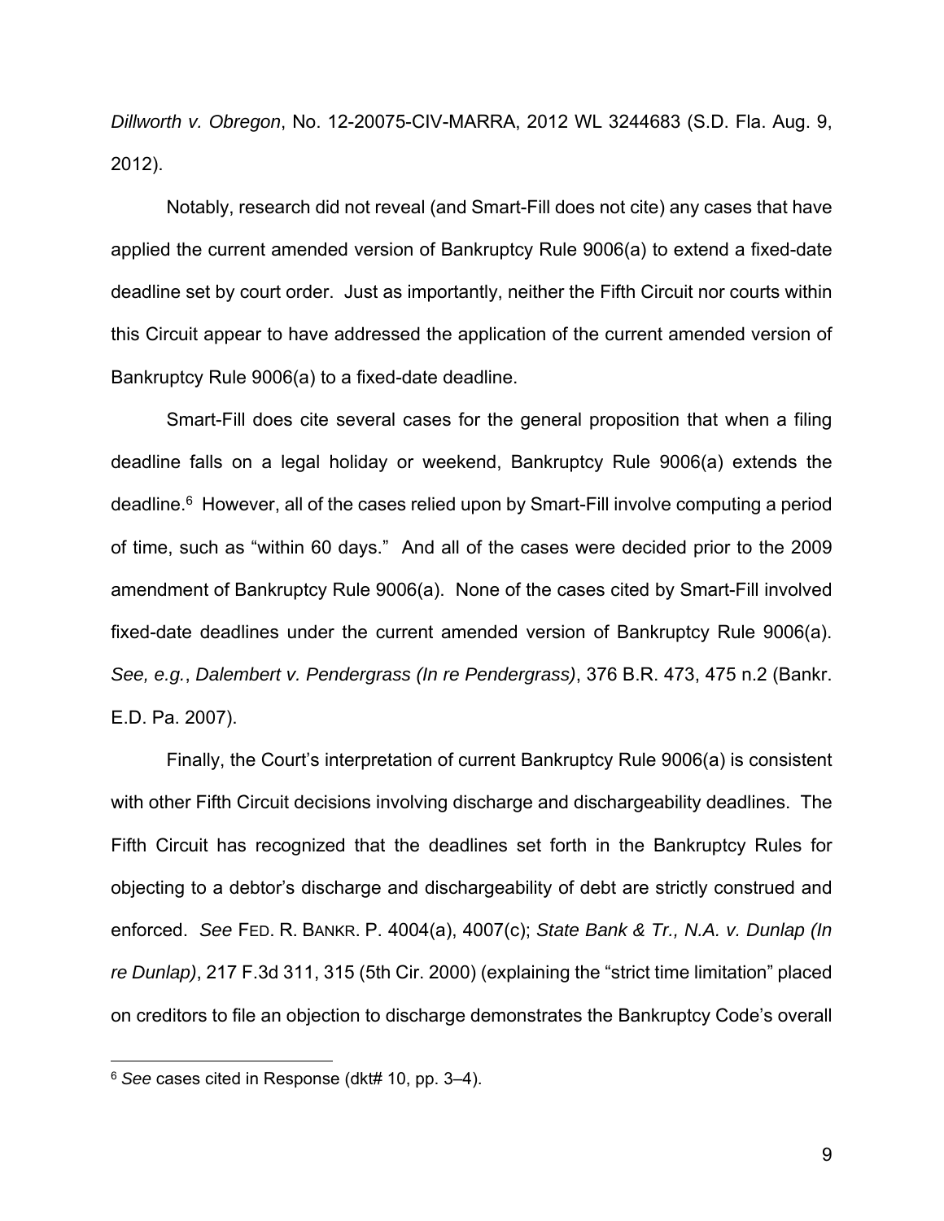*Dillworth v. Obregon*, No. 12-20075-CIV-MARRA, 2012 WL 3244683 (S.D. Fla. Aug. 9, 2012).

Notably, research did not reveal (and Smart-Fill does not cite) any cases that have applied the current amended version of Bankruptcy Rule 9006(a) to extend a fixed-date deadline set by court order. Just as importantly, neither the Fifth Circuit nor courts within this Circuit appear to have addressed the application of the current amended version of Bankruptcy Rule 9006(a) to a fixed-date deadline.

Smart-Fill does cite several cases for the general proposition that when a filing deadline falls on a legal holiday or weekend, Bankruptcy Rule 9006(a) extends the deadline.[6] However, all of the cases relied upon by Smart-Fill involve computing a period of time, such as "within 60 days." And all of the cases were decided prior to the 2009 amendment of Bankruptcy Rule 9006(a). None of the cases cited by Smart-Fill involved fixed-date deadlines under the current amended version of Bankruptcy Rule 9006(a). *See, e.g.*, *Dalembert v. Pendergrass (In re Pendergrass)*, 376 B.R. 473, 475 n.2 (Bankr. E.D. Pa. 2007).

Finally, the Court's interpretation of current Bankruptcy Rule 9006(a) is consistent with other Fifth Circuit decisions involving discharge and dischargeability deadlines. The Fifth Circuit has recognized that the deadlines set forth in the Bankruptcy Rules for objecting to a debtor's discharge and dischargeability of debt are strictly construed and enforced. *See* FED. R. BANKR. P. 4004(a), 4007(c); *State Bank & Tr., N.A. v. Dunlap (In re Dunlap)*, 217 F.3d 311, 315 (5th Cir. 2000) (explaining the "strict time limitation" placed on creditors to file an objection to discharge demonstrates the Bankruptcy Code's overall

[6] *See* cases cited in Response (dkt# 10, pp. 3–4).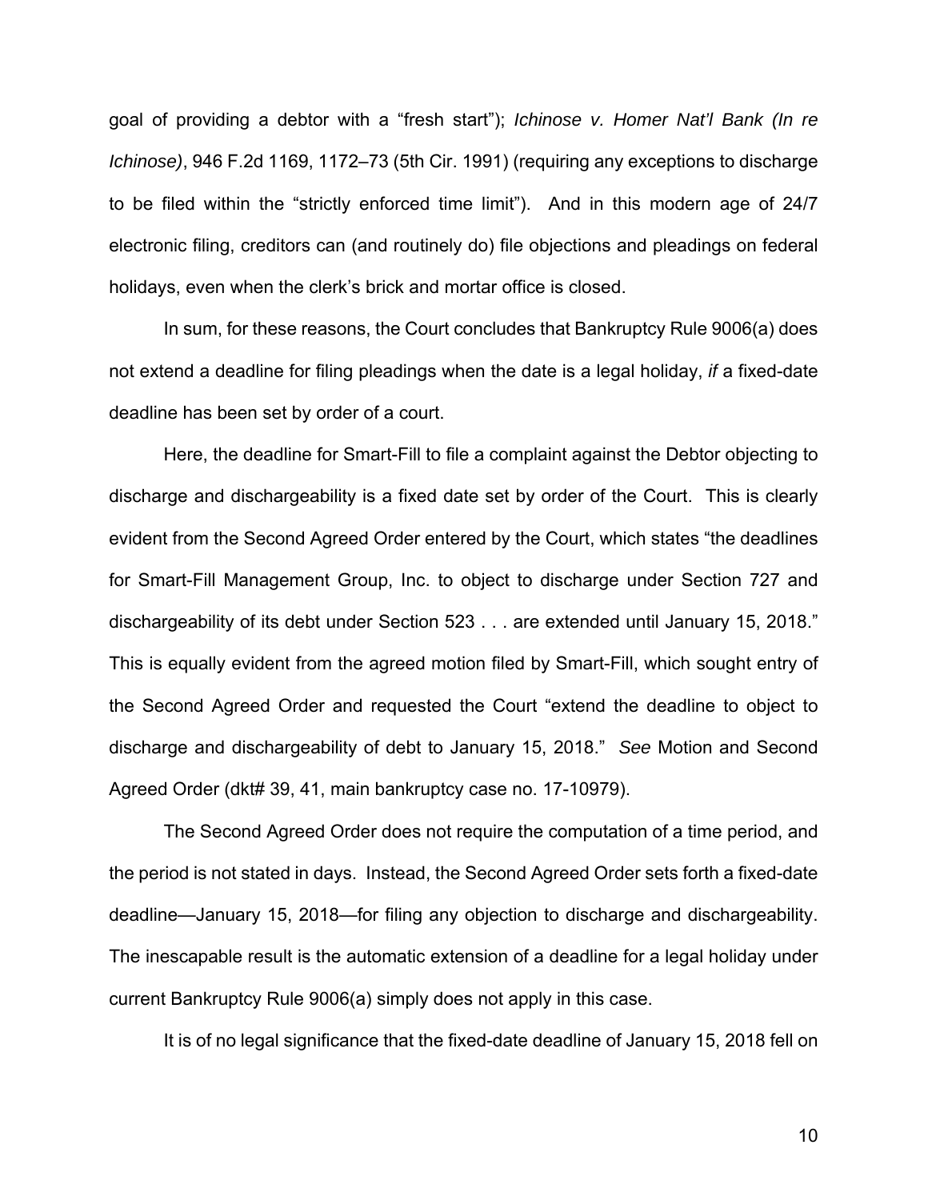goal of providing a debtor with a "fresh start"); *Ichinose v. Homer Nat'l Bank (In re Ichinose)*, 946 F.2d 1169, 1172–73 (5th Cir. 1991) (requiring any exceptions to discharge to be filed within the "strictly enforced time limit"). And in this modern age of 24/7 electronic filing, creditors can (and routinely do) file objections and pleadings on federal holidays, even when the clerk's brick and mortar office is closed.

In sum, for these reasons, the Court concludes that Bankruptcy Rule 9006(a) does not extend a deadline for filing pleadings when the date is a legal holiday, *if* a fixed-date deadline has been set by order of a court.

Here, the deadline for Smart-Fill to file a complaint against the Debtor objecting to discharge and dischargeability is a fixed date set by order of the Court. This is clearly evident from the Second Agreed Order entered by the Court, which states "the deadlines for Smart-Fill Management Group, Inc. to object to discharge under Section 727 and dischargeability of its debt under Section 523 . . . are extended until January 15, 2018." This is equally evident from the agreed motion filed by Smart-Fill, which sought entry of the Second Agreed Order and requested the Court "extend the deadline to object to discharge and dischargeability of debt to January 15, 2018." *See* Motion and Second Agreed Order (dkt# 39, 41, main bankruptcy case no. 17-10979).

The Second Agreed Order does not require the computation of a time period, and the period is not stated in days. Instead, the Second Agreed Order sets forth a fixed-date deadline—January 15, 2018—for filing any objection to discharge and dischargeability. The inescapable result is the automatic extension of a deadline for a legal holiday under current Bankruptcy Rule 9006(a) simply does not apply in this case.

It is of no legal significance that the fixed-date deadline of January 15, 2018 fell on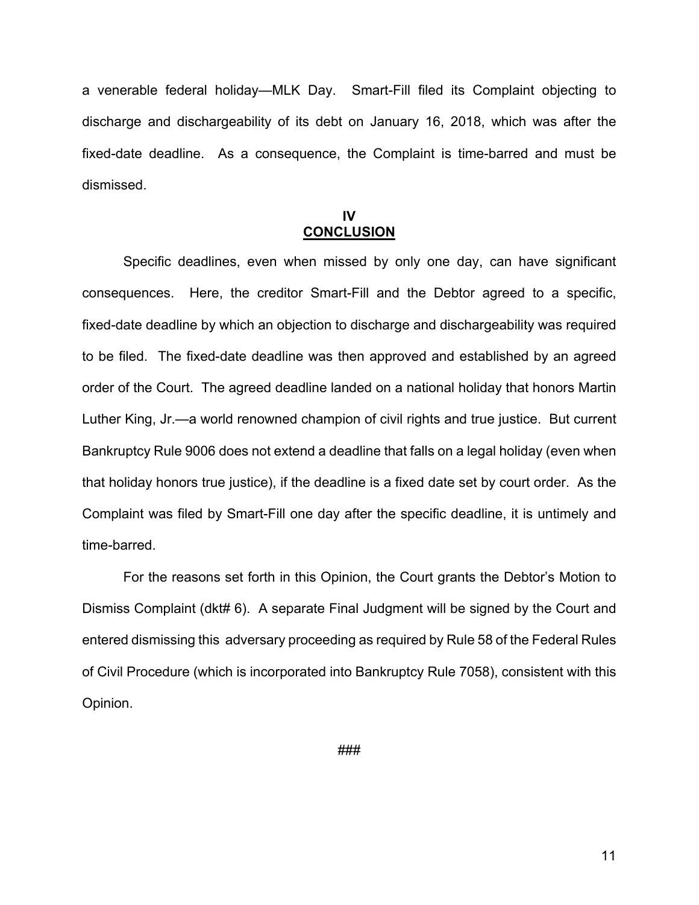a venerable federal holiday—MLK Day. Smart-Fill filed its Complaint objecting to discharge and dischargeability of its debt on January 16, 2018, which was after the fixed-date deadline. As a consequence, the Complaint is time-barred and must be dismissed.

## IV
## CONCLUSION

Specific deadlines, even when missed by only one day, can have significant consequences. Here, the creditor Smart-Fill and the Debtor agreed to a specific, fixed-date deadline by which an objection to discharge and dischargeability was required to be filed. The fixed-date deadline was then approved and established by an agreed order of the Court. The agreed deadline landed on a national holiday that honors Martin Luther King, Jr.—a world renowned champion of civil rights and true justice. But current Bankruptcy Rule 9006 does not extend a deadline that falls on a legal holiday (even when that holiday honors true justice), if the deadline is a fixed date set by court order. As the Complaint was filed by Smart-Fill one day after the specific deadline, it is untimely and time-barred.

For the reasons set forth in this Opinion, the Court grants the Debtor's Motion to Dismiss Complaint (dkt# 6). A separate Final Judgment will be signed by the Court and entered dismissing this adversary proceeding as required by Rule 58 of the Federal Rules of Civil Procedure (which is incorporated into Bankruptcy Rule 7058), consistent with this Opinion.

###